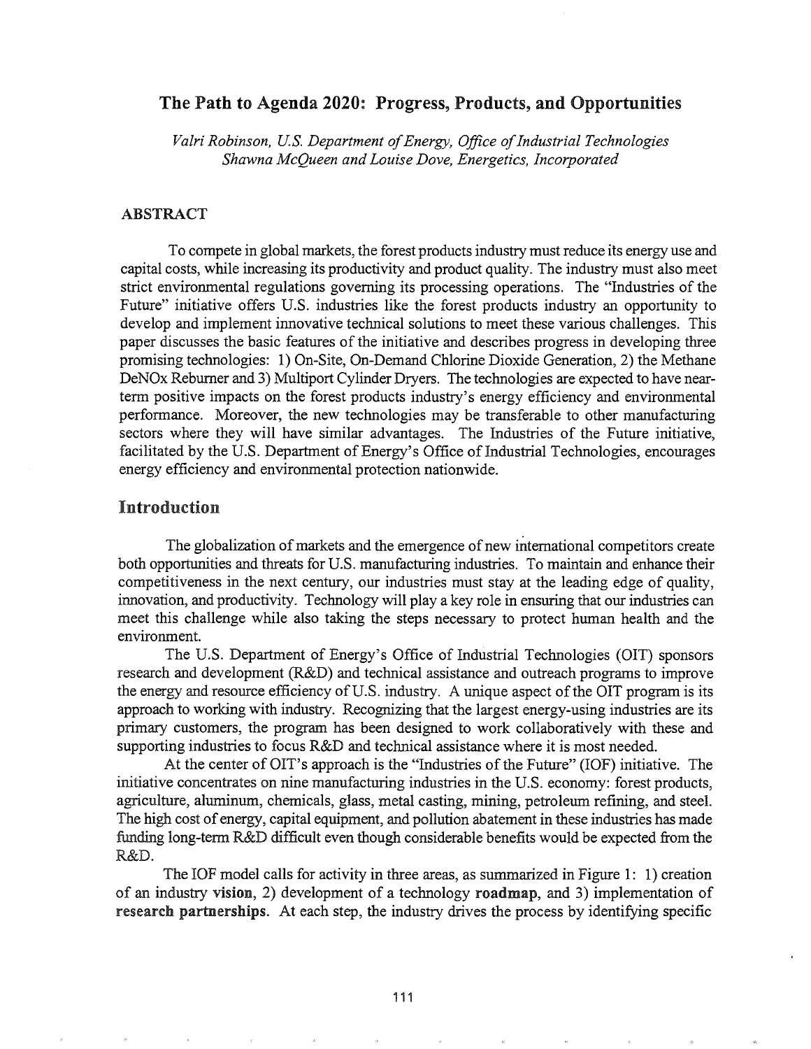# The Path to Agenda 2020: Progress, Products, and Opportunities

*Valri Robinson, U.S. Department of Energy, Office of Industrial Technologies*
*Shawna McQueen and Louise Dove, Energetics, Incorporated*

## ABSTRACT

To compete in global markets, the forest products industry must reduce its energy use and capital costs, while increasing its productivity and product quality. The industry must also meet strict environmental regulations governing its processing operations. The "Industries of the Future" initiative offers U.S. industries like the forest products industry an opportunity to develop and implement innovative technical solutions to meet these various challenges. This paper discusses the basic features of the initiative and describes progress in developing three promising technologies: 1) On-Site, On-Demand Chlorine Dioxide Generation, 2) the Methane DeNOx Reburner and 3) Multiport Cylinder Dryers. The technologies are expected to have near-term positive impacts on the forest products industry's energy efficiency and environmental performance. Moreover, the new technologies may be transferable to other manufacturing sectors where they will have similar advantages. The Industries of the Future initiative, facilitated by the U.S. Department of Energy's Office of Industrial Technologies, encourages energy efficiency and environmental protection nationwide.

## Introduction

The globalization of markets and the emergence of new international competitors create both opportunities and threats for U.S. manufacturing industries. To maintain and enhance their competitiveness in the next century, our industries must stay at the leading edge of quality, innovation, and productivity. Technology will play a key role in ensuring that our industries can meet this challenge while also taking the steps necessary to protect human health and the environment.

The U.S. Department of Energy's Office of Industrial Technologies (OIT) sponsors research and development (R&D) and technical assistance and outreach programs to improve the energy and resource efficiency of U.S. industry. A unique aspect of the OIT program is its approach to working with industry. Recognizing that the largest energy-using industries are its primary customers, the program has been designed to work collaboratively with these and supporting industries to focus R&D and technical assistance where it is most needed.

At the center of OIT's approach is the "Industries of the Future" (IOF) initiative. The initiative concentrates on nine manufacturing industries in the U.S. economy: forest products, agriculture, aluminum, chemicals, glass, metal casting, mining, petroleum refining, and steel. The high cost of energy, capital equipment, and pollution abatement in these industries has made funding long-term R&D difficult even though considerable benefits would be expected from the R&D.

The IOF model calls for activity in three areas, as summarized in Figure 1: 1) creation of an industry **vision**, 2) development of a technology **roadmap**, and 3) implementation of **research partnerships**. At each step, the industry drives the process by identifying specific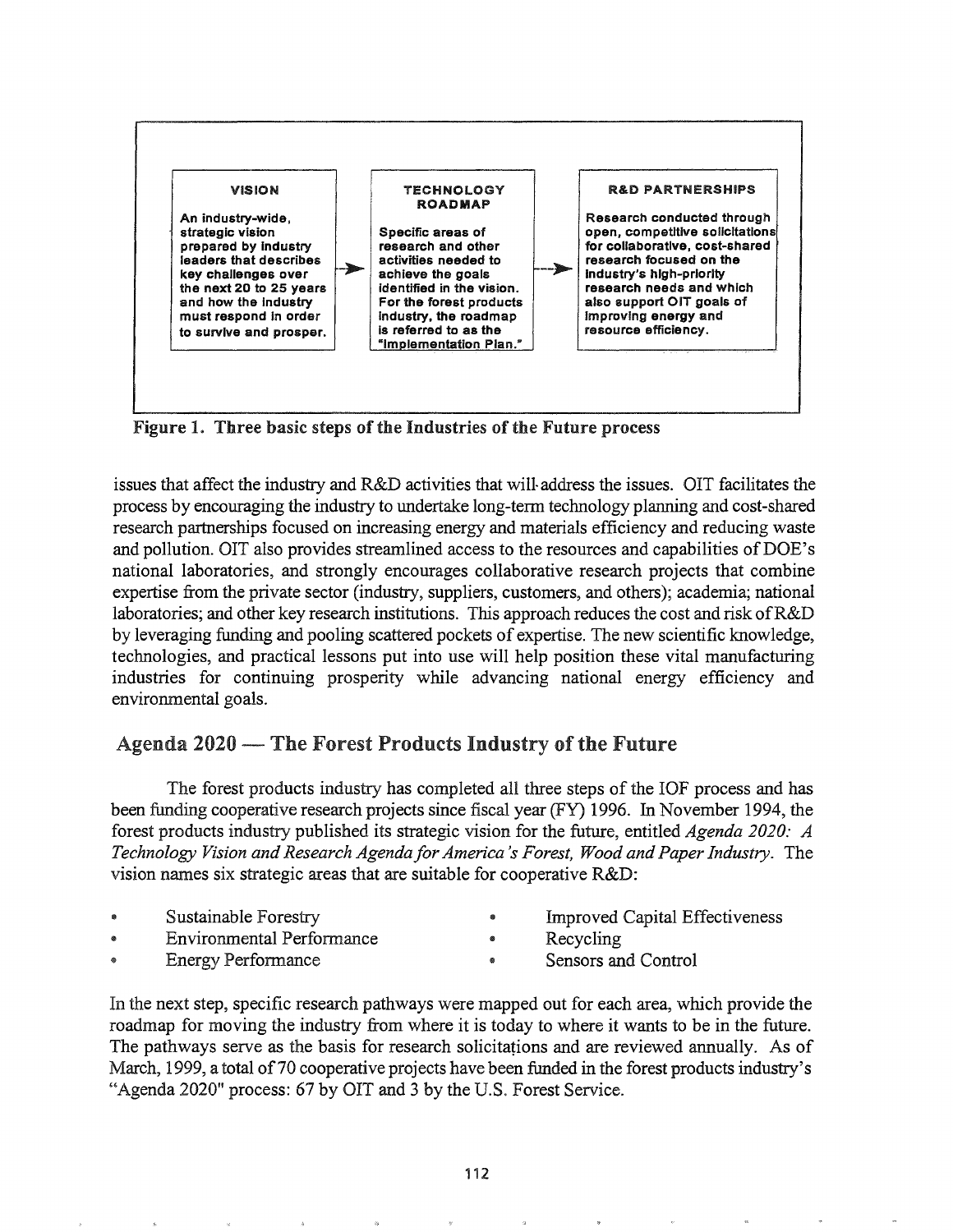**VISION**

An industry-wide, strategic vision prepared by industry leaders that describes key challenges over the next 20 to 25 years and how the industry must respond in order to survive and prosper.

→

**TECHNOLOGY ROADMAP**

Specific areas of research and other activities needed to achieve the goals identified in the vision. For the forest products industry, the roadmap is referred to as the "Implementation Plan."

→

**R&D PARTNERSHIPS**

Research conducted through open, competitive solicitations for collaborative, cost-shared research focused on the industry's high-priority research needs and which also support OIT goals of improving energy and resource efficiency.

**Figure 1. Three basic steps of the Industries of the Future process**

issues that affect the industry and R&D activities that will address the issues. OIT facilitates the process by encouraging the industry to undertake long-term technology planning and cost-shared research partnerships focused on increasing energy and materials efficiency and reducing waste and pollution. OIT also provides streamlined access to the resources and capabilities of DOE's national laboratories, and strongly encourages collaborative research projects that combine expertise from the private sector (industry, suppliers, customers, and others); academia; national laboratories; and other key research institutions. This approach reduces the cost and risk of R&D by leveraging funding and pooling scattered pockets of expertise. The new scientific knowledge, technologies, and practical lessons put into use will help position these vital manufacturing industries for continuing prosperity while advancing national energy efficiency and environmental goals.

## Agenda 2020 — The Forest Products Industry of the Future

The forest products industry has completed all three steps of the IOF process and has been funding cooperative research projects since fiscal year (FY) 1996. In November 1994, the forest products industry published its strategic vision for the future, entitled *Agenda 2020: A Technology Vision and Research Agenda for America's Forest, Wood and Paper Industry*. The vision names six strategic areas that are suitable for cooperative R&D:

- Sustainable Forestry
- Environmental Performance
- Energy Performance
- Improved Capital Effectiveness
- Recycling
- Sensors and Control

In the next step, specific research pathways were mapped out for each area, which provide the roadmap for moving the industry from where it is today to where it wants to be in the future. The pathways serve as the basis for research solicitations and are reviewed annually. As of March, 1999, a total of 70 cooperative projects have been funded in the forest products industry's "Agenda 2020" process: 67 by OIT and 3 by the U.S. Forest Service.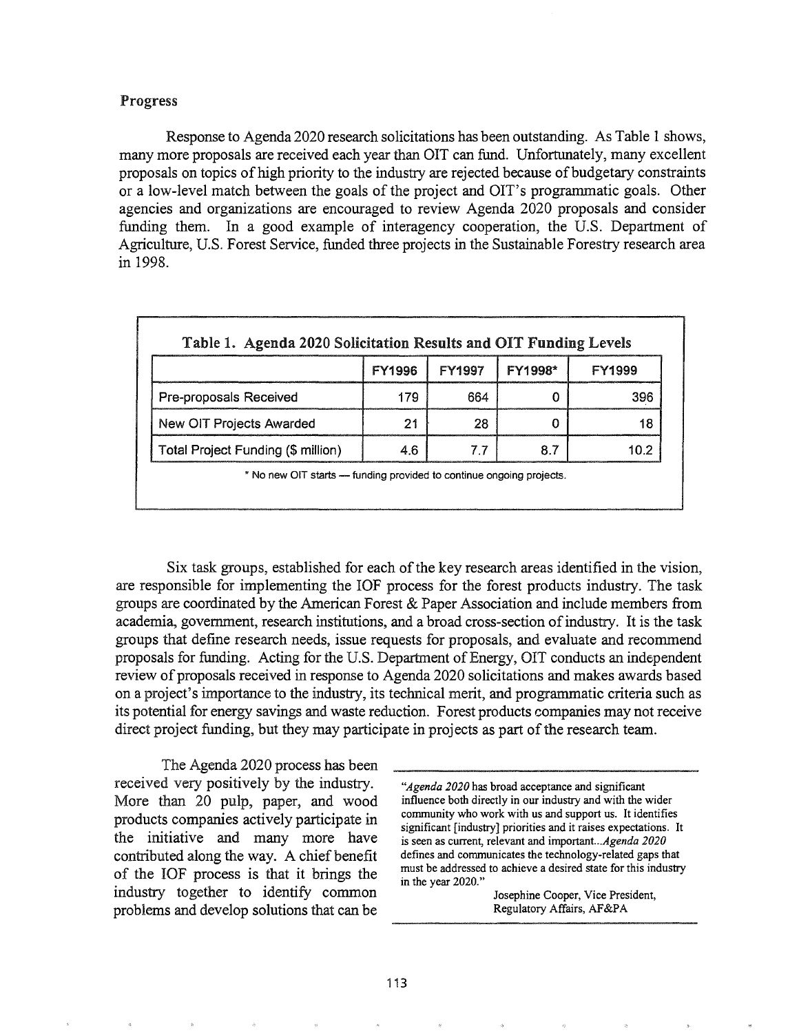## Progress

Response to Agenda 2020 research solicitations has been outstanding. As Table 1 shows, many more proposals are received each year than OIT can fund. Unfortunately, many excellent proposals on topics of high priority to the industry are rejected because of budgetary constraints or a low-level match between the goals of the project and OIT's programmatic goals. Other agencies and organizations are encouraged to review Agenda 2020 proposals and consider funding them. In a good example of interagency cooperation, the U.S. Department of Agriculture, U.S. Forest Service, funded three projects in the Sustainable Forestry research area in 1998.

**Table 1. Agenda 2020 Solicitation Results and OIT Funding Levels**

| | FY1996 | FY1997 | FY1998* | FY1999 |
|---|---|---|---|---|
| Pre-proposals Received | 179 | 664 | 0 | 396 |
| New OIT Projects Awarded | 21 | 28 | 0 | 18 |
| Total Project Funding ($ million) | 4.6 | 7.7 | 8.7 | 10.2 |

* No new OIT starts — funding provided to continue ongoing projects.

Six task groups, established for each of the key research areas identified in the vision, are responsible for implementing the IOF process for the forest products industry. The task groups are coordinated by the American Forest & Paper Association and include members from academia, government, research institutions, and a broad cross-section of industry. It is the task groups that define research needs, issue requests for proposals, and evaluate and recommend proposals for funding. Acting for the U.S. Department of Energy, OIT conducts an independent review of proposals received in response to Agenda 2020 solicitations and makes awards based on a project's importance to the industry, its technical merit, and programmatic criteria such as its potential for energy savings and waste reduction. Forest products companies may not receive direct project funding, but they may participate in projects as part of the research team.

> "*Agenda 2020* has broad acceptance and significant influence both directly in our industry and with the wider community who work with us and support us. It identifies significant [industry] priorities and it raises expectations. It is seen as current, relevant and important...*Agenda 2020* defines and communicates the technology-related gaps that must be addressed to achieve a desired state for this industry in the year 2020."
>
> Josephine Cooper, Vice President, Regulatory Affairs, AF&PA

The Agenda 2020 process has been received very positively by the industry. More than 20 pulp, paper, and wood products companies actively participate in the initiative and many more have contributed along the way. A chief benefit of the IOF process is that it brings the industry together to identify common problems and develop solutions that can be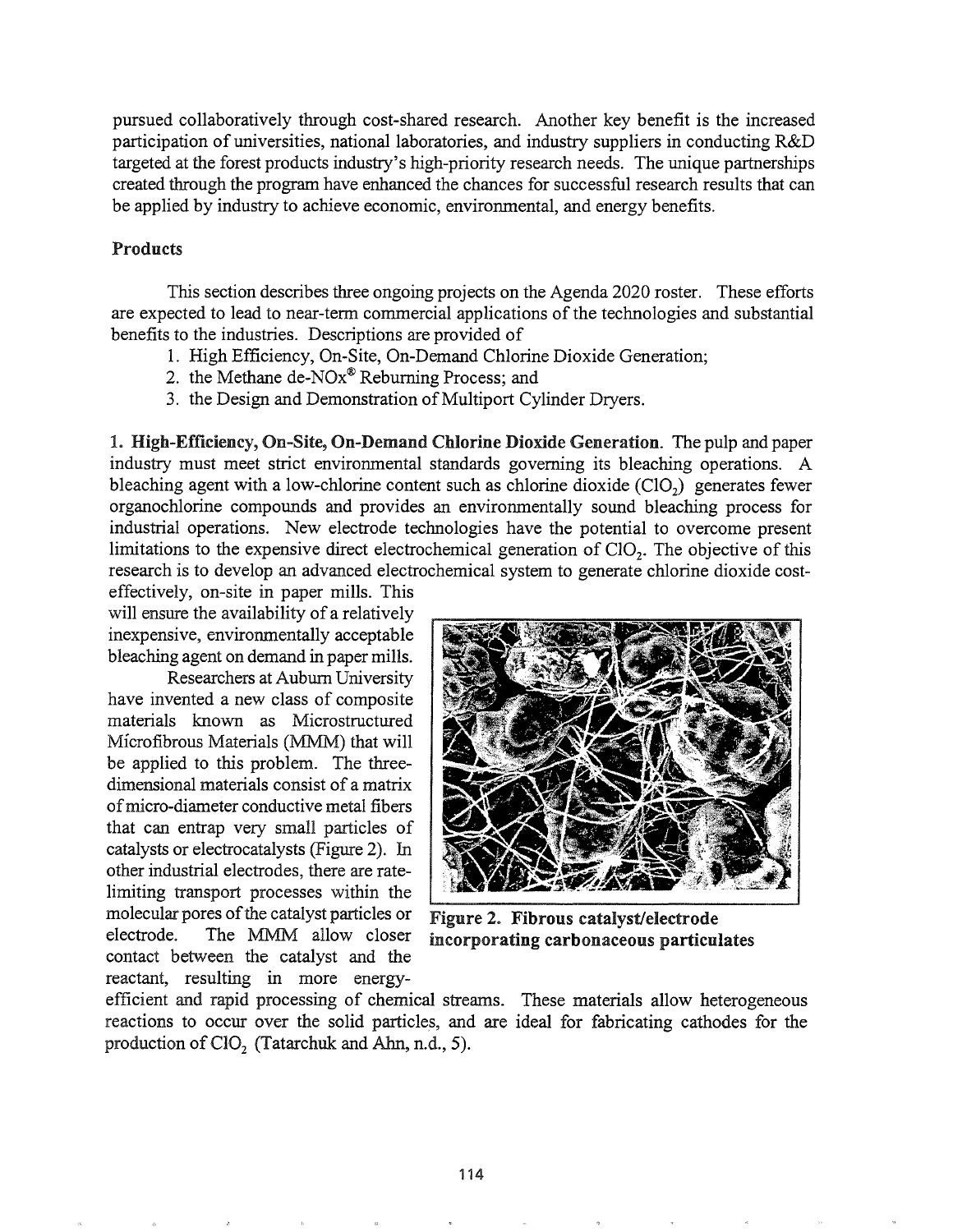pursued collaboratively through cost-shared research. Another key benefit is the increased participation of universities, national laboratories, and industry suppliers in conducting R&D targeted at the forest products industry's high-priority research needs. The unique partnerships created through the program have enhanced the chances for successful research results that can be applied by industry to achieve economic, environmental, and energy benefits.

## Products

This section describes three ongoing projects on the Agenda 2020 roster. These efforts are expected to lead to near-term commercial applications of the technologies and substantial benefits to the industries. Descriptions are provided of

1. High Efficiency, On-Site, On-Demand Chlorine Dioxide Generation;
2. the Methane de-NOx® Reburning Process; and
3. the Design and Demonstration of Multiport Cylinder Dryers.

**1. High-Efficiency, On-Site, On-Demand Chlorine Dioxide Generation.** The pulp and paper industry must meet strict environmental standards governing its bleaching operations. A bleaching agent with a low-chlorine content such as chlorine dioxide ($ClO_2$) generates fewer organochlorine compounds and provides an environmentally sound bleaching process for industrial operations. New electrode technologies have the potential to overcome present limitations to the expensive direct electrochemical generation of $ClO_2$. The objective of this research is to develop an advanced electrochemical system to generate chlorine dioxide cost-effectively, on-site in paper mills. This will ensure the availability of a relatively inexpensive, environmentally acceptable bleaching agent on demand in paper mills.

Researchers at Auburn University have invented a new class of composite materials known as Microstructured Microfibrous Materials (MMM) that will be applied to this problem. The three-dimensional materials consist of a matrix of micro-diameter conductive metal fibers that can entrap very small particles of catalysts or electrocatalysts (Figure 2). In other industrial electrodes, there are rate-limiting transport processes within the molecular pores of the catalyst particles or electrode. The MMM allow closer contact between the catalyst and the reactant, resulting in more energy-efficient and rapid processing of chemical streams. These materials allow heterogeneous reactions to occur over the solid particles, and are ideal for fabricating cathodes for the production of $ClO_2$ (Tatarchuk and Ahn, n.d., 5).

**Figure 2. Fibrous catalyst/electrode incorporating carbonaceous particulates**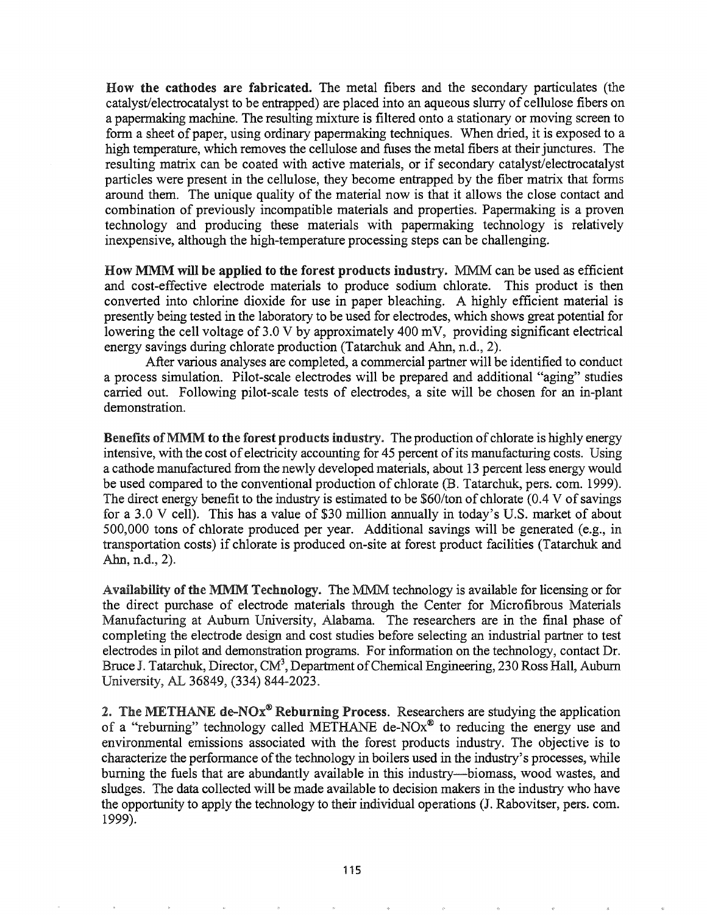**How the cathodes are fabricated.** The metal fibers and the secondary particulates (the catalyst/electrocatalyst to be entrapped) are placed into an aqueous slurry of cellulose fibers on a papermaking machine. The resulting mixture is filtered onto a stationary or moving screen to form a sheet of paper, using ordinary papermaking techniques. When dried, it is exposed to a high temperature, which removes the cellulose and fuses the metal fibers at their junctures. The resulting matrix can be coated with active materials, or if secondary catalyst/electrocatalyst particles were present in the cellulose, they become entrapped by the fiber matrix that forms around them. The unique quality of the material now is that it allows the close contact and combination of previously incompatible materials and properties. Papermaking is a proven technology and producing these materials with papermaking technology is relatively inexpensive, although the high-temperature processing steps can be challenging.

**How MMM will be applied to the forest products industry.** MMM can be used as efficient and cost-effective electrode materials to produce sodium chlorate. This product is then converted into chlorine dioxide for use in paper bleaching. A highly efficient material is presently being tested in the laboratory to be used for electrodes, which shows great potential for lowering the cell voltage of 3.0 V by approximately 400 mV, providing significant electrical energy savings during chlorate production (Tatarchuk and Ahn, n.d., 2).

After various analyses are completed, a commercial partner will be identified to conduct a process simulation. Pilot-scale electrodes will be prepared and additional "aging" studies carried out. Following pilot-scale tests of electrodes, a site will be chosen for an in-plant demonstration.

**Benefits of MMM to the forest products industry.** The production of chlorate is highly energy intensive, with the cost of electricity accounting for 45 percent of its manufacturing costs. Using a cathode manufactured from the newly developed materials, about 13 percent less energy would be used compared to the conventional production of chlorate (B. Tatarchuk, pers. com. 1999). The direct energy benefit to the industry is estimated to be \$60/ton of chlorate (0.4 V of savings for a 3.0 V cell). This has a value of \$30 million annually in today's U.S. market of about 500,000 tons of chlorate produced per year. Additional savings will be generated (e.g., in transportation costs) if chlorate is produced on-site at forest product facilities (Tatarchuk and Ahn, n.d., 2).

**Availability of the MMM Technology.** The MMM technology is available for licensing or for the direct purchase of electrode materials through the Center for Microfibrous Materials Manufacturing at Auburn University, Alabama. The researchers are in the final phase of completing the electrode design and cost studies before selecting an industrial partner to test electrodes in pilot and demonstration programs. For information on the technology, contact Dr. Bruce J. Tatarchuk, Director, $CM^3$, Department of Chemical Engineering, 230 Ross Hall, Auburn University, AL 36849, (334) 844-2023.

**2. The METHANE de-NOx® Reburning Process.** Researchers are studying the application of a "reburning" technology called METHANE de-NOx® to reducing the energy use and environmental emissions associated with the forest products industry. The objective is to characterize the performance of the technology in boilers used in the industry's processes, while burning the fuels that are abundantly available in this industry—biomass, wood wastes, and sludges. The data collected will be made available to decision makers in the industry who have the opportunity to apply the technology to their individual operations (J. Rabovitser, pers. com. 1999).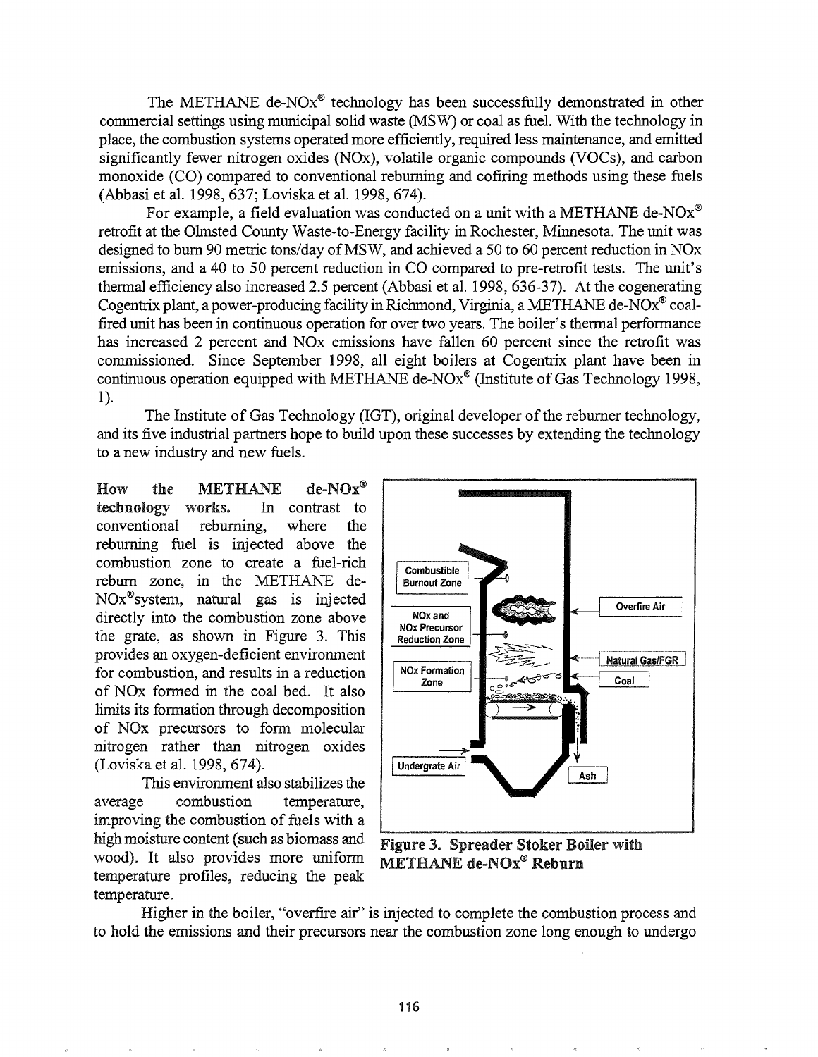The METHANE de-NOx® technology has been successfully demonstrated in other commercial settings using municipal solid waste (MSW) or coal as fuel. With the technology in place, the combustion systems operated more efficiently, required less maintenance, and emitted significantly fewer nitrogen oxides (NOx), volatile organic compounds (VOCs), and carbon monoxide (CO) compared to conventional reburning and cofiring methods using these fuels (Abbasi et al. 1998, 637; Loviska et al. 1998, 674).

For example, a field evaluation was conducted on a unit with a METHANE de-NOx® retrofit at the Olmsted County Waste-to-Energy facility in Rochester, Minnesota. The unit was designed to burn 90 metric tons/day of MSW, and achieved a 50 to 60 percent reduction in NOx emissions, and a 40 to 50 percent reduction in CO compared to pre-retrofit tests. The unit's thermal efficiency also increased 2.5 percent (Abbasi et al. 1998, 636-37). At the cogenerating Cogentrix plant, a power-producing facility in Richmond, Virginia, a METHANE de-NOx® coal-fired unit has been in continuous operation for over two years. The boiler's thermal performance has increased 2 percent and NOx emissions have fallen 60 percent since the retrofit was commissioned. Since September 1998, all eight boilers at Cogentrix plant have been in continuous operation equipped with METHANE de-NOx® (Institute of Gas Technology 1998, 1).

The Institute of Gas Technology (IGT), original developer of the reburner technology, and its five industrial partners hope to build upon these successes by extending the technology to a new industry and new fuels.

**How the METHANE de-NOx® technology works.** In contrast to conventional reburning, where the reburning fuel is injected above the combustion zone to create a fuel-rich reburn zone, in the METHANE de-NOx® system, natural gas is injected directly into the combustion zone above the grate, as shown in Figure 3. This provides an oxygen-deficient environment for combustion, and results in a reduction of NOx formed in the coal bed. It also limits its formation through decomposition of NOx precursors to form molecular nitrogen rather than nitrogen oxides (Loviska et al. 1998, 674).

This environment also stabilizes the average combustion temperature, improving the combustion of fuels with a high moisture content (such as biomass and wood). It also provides more uniform temperature profiles, reducing the peak temperature.

Combustible Burnout Zone

NOx and NOx Precursor Reduction Zone

NOx Formation Zone

Undergrate Air

Overfire Air

Natural Gas/FGR

Coal

Ash

**Figure 3. Spreader Stoker Boiler with METHANE de-NOx® Reburn**

Higher in the boiler, "overfire air" is injected to complete the combustion process and to hold the emissions and their precursors near the combustion zone long enough to undergo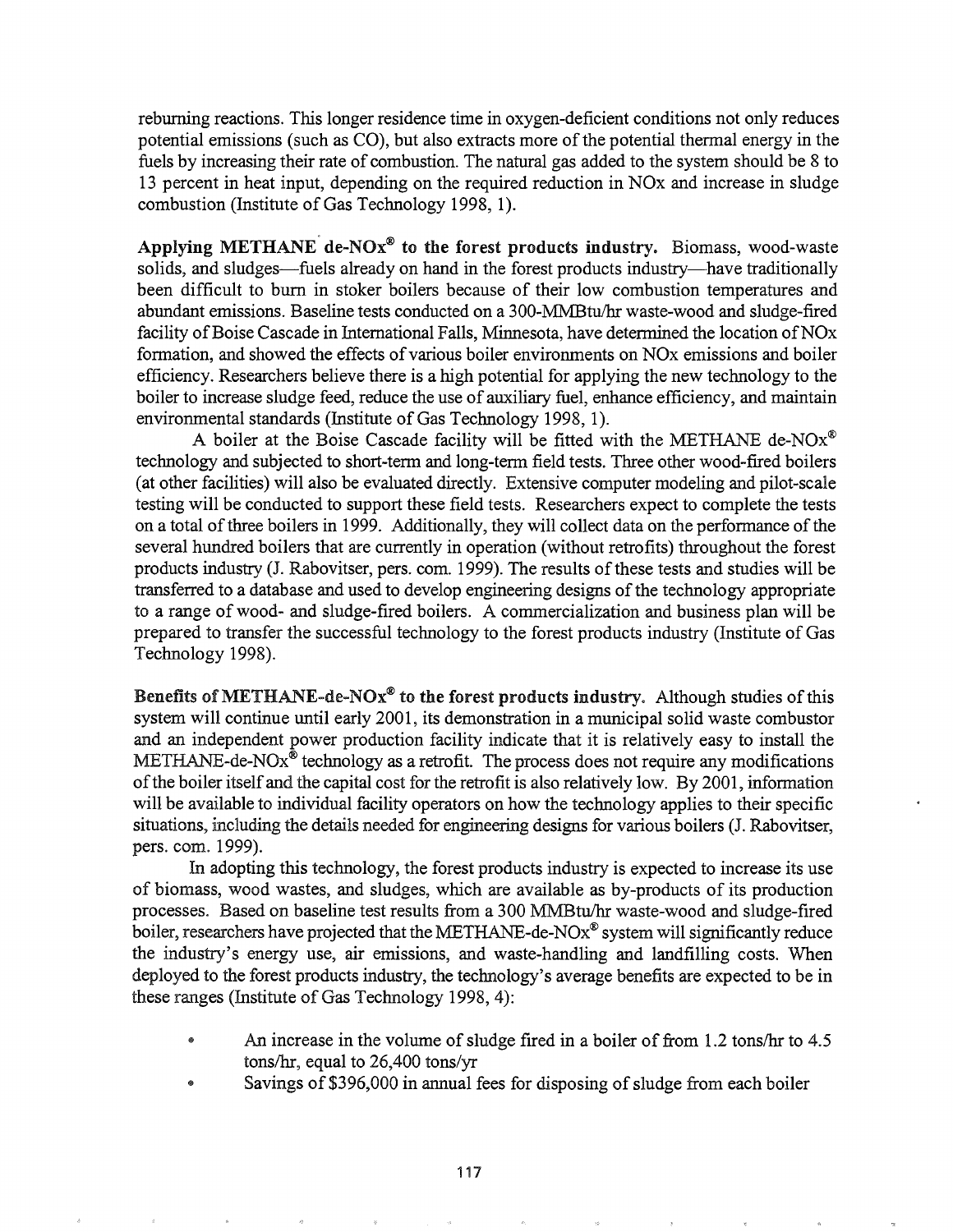reburning reactions. This longer residence time in oxygen-deficient conditions not only reduces potential emissions (such as CO), but also extracts more of the potential thermal energy in the fuels by increasing their rate of combustion. The natural gas added to the system should be 8 to 13 percent in heat input, depending on the required reduction in NOx and increase in sludge combustion (Institute of Gas Technology 1998, 1).

**Applying METHANE de-NOx® to the forest products industry.** Biomass, wood-waste solids, and sludges—fuels already on hand in the forest products industry—have traditionally been difficult to burn in stoker boilers because of their low combustion temperatures and abundant emissions. Baseline tests conducted on a 300-MMBtu/hr waste-wood and sludge-fired facility of Boise Cascade in International Falls, Minnesota, have determined the location of NOx formation, and showed the effects of various boiler environments on NOx emissions and boiler efficiency. Researchers believe there is a high potential for applying the new technology to the boiler to increase sludge feed, reduce the use of auxiliary fuel, enhance efficiency, and maintain environmental standards (Institute of Gas Technology 1998, 1).

A boiler at the Boise Cascade facility will be fitted with the METHANE de-NOx® technology and subjected to short-term and long-term field tests. Three other wood-fired boilers (at other facilities) will also be evaluated directly. Extensive computer modeling and pilot-scale testing will be conducted to support these field tests. Researchers expect to complete the tests on a total of three boilers in 1999. Additionally, they will collect data on the performance of the several hundred boilers that are currently in operation (without retrofits) throughout the forest products industry (J. Rabovitser, pers. com. 1999). The results of these tests and studies will be transferred to a database and used to develop engineering designs of the technology appropriate to a range of wood- and sludge-fired boilers. A commercialization and business plan will be prepared to transfer the successful technology to the forest products industry (Institute of Gas Technology 1998).

**Benefits of METHANE-de-NOx® to the forest products industry.** Although studies of this system will continue until early 2001, its demonstration in a municipal solid waste combustor and an independent power production facility indicate that it is relatively easy to install the METHANE-de-NOx® technology as a retrofit. The process does not require any modifications of the boiler itself and the capital cost for the retrofit is also relatively low. By 2001, information will be available to individual facility operators on how the technology applies to their specific situations, including the details needed for engineering designs for various boilers (J. Rabovitser, pers. com. 1999).

In adopting this technology, the forest products industry is expected to increase its use of biomass, wood wastes, and sludges, which are available as by-products of its production processes. Based on baseline test results from a 300 MMBtu/hr waste-wood and sludge-fired boiler, researchers have projected that the METHANE-de-NOx® system will significantly reduce the industry's energy use, air emissions, and waste-handling and landfilling costs. When deployed to the forest products industry, the technology's average benefits are expected to be in these ranges (Institute of Gas Technology 1998, 4):

- An increase in the volume of sludge fired in a boiler of from 1.2 tons/hr to 4.5 tons/hr, equal to 26,400 tons/yr
- Savings of $396,000 in annual fees for disposing of sludge from each boiler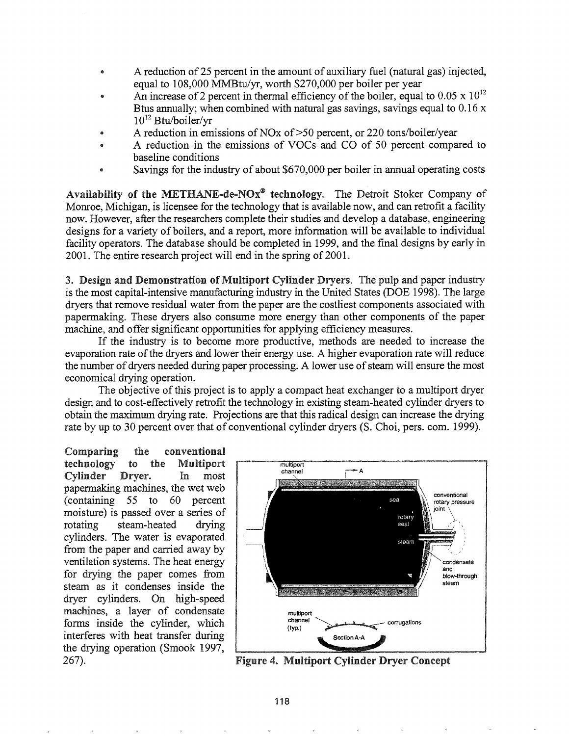- A reduction of 25 percent in the amount of auxiliary fuel (natural gas) injected, equal to 108,000 MMBtu/yr, worth $270,000 per boiler per year
- An increase of 2 percent in thermal efficiency of the boiler, equal to $0.05 \times 10^{12}$ Btus annually; when combined with natural gas savings, savings equal to $0.16 \times 10^{12}$ Btu/boiler/yr
- A reduction in emissions of NOx of >50 percent, or 220 tons/boiler/year
- A reduction in the emissions of VOCs and CO of 50 percent compared to baseline conditions
- Savings for the industry of about $670,000 per boiler in annual operating costs

**Availability of the METHANE-de-NOx® technology.** The Detroit Stoker Company of Monroe, Michigan, is licensee for the technology that is available now, and can retrofit a facility now. However, after the researchers complete their studies and develop a database, engineering designs for a variety of boilers, and a report, more information will be available to individual facility operators. The database should be completed in 1999, and the final designs by early in 2001. The entire research project will end in the spring of 2001.

**3. Design and Demonstration of Multiport Cylinder Dryers.** The pulp and paper industry is the most capital-intensive manufacturing industry in the United States (DOE 1998). The large dryers that remove residual water from the paper are the costliest components associated with papermaking. These dryers also consume more energy than other components of the paper machine, and offer significant opportunities for applying efficiency measures.

If the industry is to become more productive, methods are needed to increase the evaporation rate of the dryers and lower their energy use. A higher evaporation rate will reduce the number of dryers needed during paper processing. A lower use of steam will ensure the most economical drying operation.

The objective of this project is to apply a compact heat exchanger to a multiport dryer design and to cost-effectively retrofit the technology in existing steam-heated cylinder dryers to obtain the maximum drying rate. Projections are that this radical design can increase the drying rate by up to 30 percent over that of conventional cylinder dryers (S. Choi, pers. com. 1999).

**Comparing the conventional technology to the Multiport Cylinder Dryer.** In most papermaking machines, the wet web (containing 55 to 60 percent moisture) is passed over a series of rotating steam-heated drying cylinders. The water is evaporated from the paper and carried away by ventilation systems. The heat energy for drying the paper comes from steam as it condenses inside the dryer cylinders. On high-speed machines, a layer of condensate forms inside the cylinder, which interferes with heat transfer during the drying operation (Smook 1997, 267).

**Figure 4. Multiport Cylinder Dryer Concept**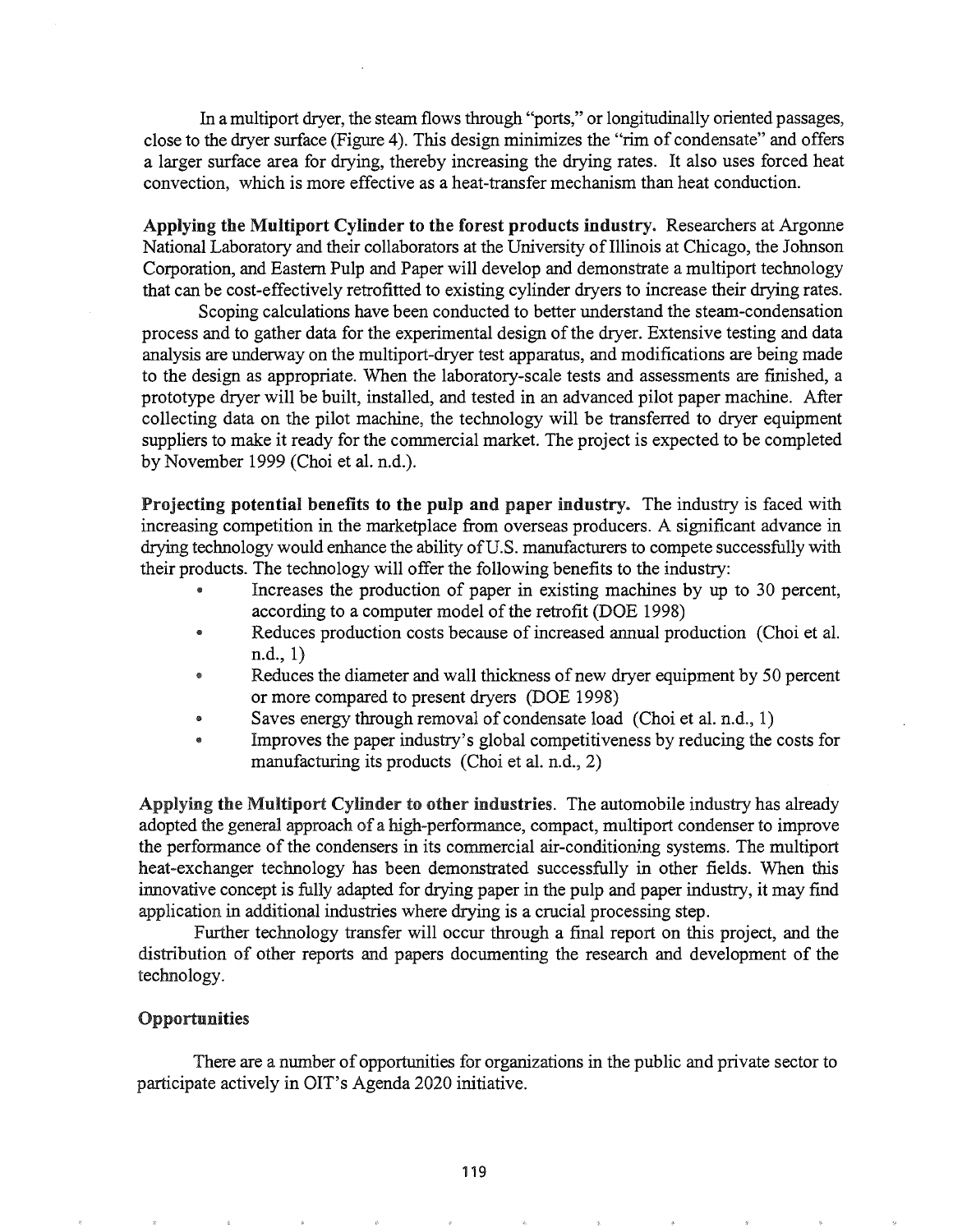In a multiport dryer, the steam flows through "ports," or longitudinally oriented passages, close to the dryer surface (Figure 4). This design minimizes the "rim of condensate" and offers a larger surface area for drying, thereby increasing the drying rates. It also uses forced heat convection, which is more effective as a heat-transfer mechanism than heat conduction.

**Applying the Multiport Cylinder to the forest products industry.** Researchers at Argonne National Laboratory and their collaborators at the University of Illinois at Chicago, the Johnson Corporation, and Eastern Pulp and Paper will develop and demonstrate a multiport technology that can be cost-effectively retrofitted to existing cylinder dryers to increase their drying rates.

Scoping calculations have been conducted to better understand the steam-condensation process and to gather data for the experimental design of the dryer. Extensive testing and data analysis are underway on the multiport-dryer test apparatus, and modifications are being made to the design as appropriate. When the laboratory-scale tests and assessments are finished, a prototype dryer will be built, installed, and tested in an advanced pilot paper machine. After collecting data on the pilot machine, the technology will be transferred to dryer equipment suppliers to make it ready for the commercial market. The project is expected to be completed by November 1999 (Choi et al. n.d.).

**Projecting potential benefits to the pulp and paper industry.** The industry is faced with increasing competition in the marketplace from overseas producers. A significant advance in drying technology would enhance the ability of U.S. manufacturers to compete successfully with their products. The technology will offer the following benefits to the industry:

- Increases the production of paper in existing machines by up to 30 percent, according to a computer model of the retrofit (DOE 1998)
- Reduces production costs because of increased annual production (Choi et al. n.d., 1)
- Reduces the diameter and wall thickness of new dryer equipment by 50 percent or more compared to present dryers (DOE 1998)
- Saves energy through removal of condensate load (Choi et al. n.d., 1)
- Improves the paper industry's global competitiveness by reducing the costs for manufacturing its products (Choi et al. n.d., 2)

**Applying the Multiport Cylinder to other industries**. The automobile industry has already adopted the general approach of a high-performance, compact, multiport condenser to improve the performance of the condensers in its commercial air-conditioning systems. The multiport heat-exchanger technology has been demonstrated successfully in other fields. When this innovative concept is fully adapted for drying paper in the pulp and paper industry, it may find application in additional industries where drying is a crucial processing step.

Further technology transfer will occur through a final report on this project, and the distribution of other reports and papers documenting the research and development of the technology.

### Opportunities

There are a number of opportunities for organizations in the public and private sector to participate actively in OIT's Agenda 2020 initiative.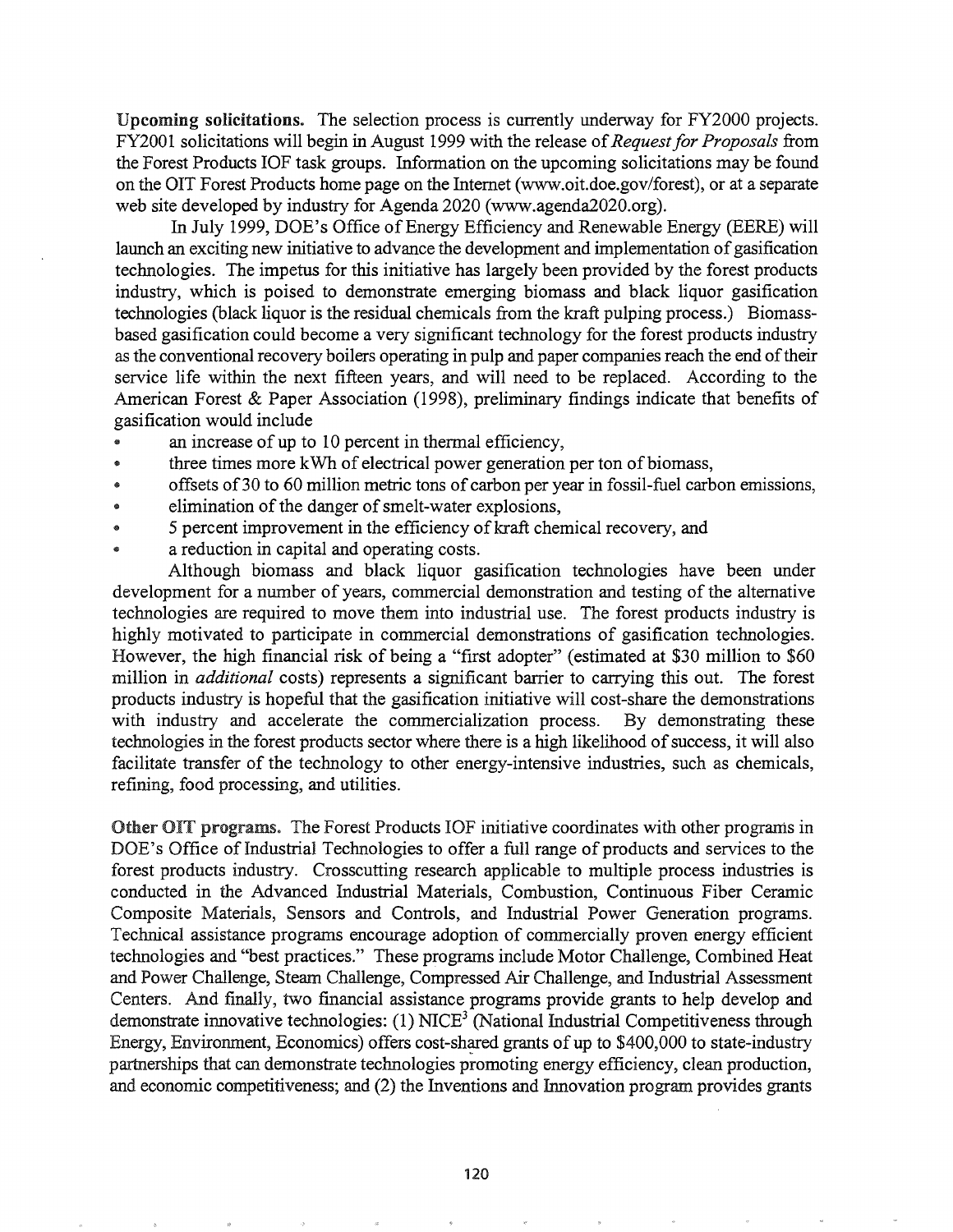**Upcoming solicitations.** The selection process is currently underway for FY2000 projects. FY2001 solicitations will begin in August 1999 with the release of *Request for Proposals* from the Forest Products IOF task groups. Information on the upcoming solicitations may be found on the OIT Forest Products home page on the Internet (www.oit.doe.gov/forest), or at a separate web site developed by industry for Agenda 2020 (www.agenda2020.org).

In July 1999, DOE's Office of Energy Efficiency and Renewable Energy (EERE) will launch an exciting new initiative to advance the development and implementation of gasification technologies. The impetus for this initiative has largely been provided by the forest products industry, which is poised to demonstrate emerging biomass and black liquor gasification technologies (black liquor is the residual chemicals from the kraft pulping process.) Biomass-based gasification could become a very significant technology for the forest products industry as the conventional recovery boilers operating in pulp and paper companies reach the end of their service life within the next fifteen years, and will need to be replaced. According to the American Forest & Paper Association (1998), preliminary findings indicate that benefits of gasification would include

- an increase of up to 10 percent in thermal efficiency,
- three times more kWh of electrical power generation per ton of biomass,
- offsets of 30 to 60 million metric tons of carbon per year in fossil-fuel carbon emissions,
- elimination of the danger of smelt-water explosions,
- 5 percent improvement in the efficiency of kraft chemical recovery, and
- a reduction in capital and operating costs.

Although biomass and black liquor gasification technologies have been under development for a number of years, commercial demonstration and testing of the alternative technologies are required to move them into industrial use. The forest products industry is highly motivated to participate in commercial demonstrations of gasification technologies. However, the high financial risk of being a "first adopter" (estimated at $30 million to $60 million in *additional* costs) represents a significant barrier to carrying this out. The forest products industry is hopeful that the gasification initiative will cost-share the demonstrations with industry and accelerate the commercialization process. By demonstrating these technologies in the forest products sector where there is a high likelihood of success, it will also facilitate transfer of the technology to other energy-intensive industries, such as chemicals, refining, food processing, and utilities.

**Other OIT programs.** The Forest Products IOF initiative coordinates with other programs in DOE's Office of Industrial Technologies to offer a full range of products and services to the forest products industry. Crosscutting research applicable to multiple process industries is conducted in the Advanced Industrial Materials, Combustion, Continuous Fiber Ceramic Composite Materials, Sensors and Controls, and Industrial Power Generation programs. Technical assistance programs encourage adoption of commercially proven energy efficient technologies and "best practices." These programs include Motor Challenge, Combined Heat and Power Challenge, Steam Challenge, Compressed Air Challenge, and Industrial Assessment Centers. And finally, two financial assistance programs provide grants to help develop and demonstrate innovative technologies: (1) NICE$^3$ (National Industrial Competitiveness through Energy, Environment, Economics) offers cost-shared grants of up to $400,000 to state-industry partnerships that can demonstrate technologies promoting energy efficiency, clean production, and economic competitiveness; and (2) the Inventions and Innovation program provides grants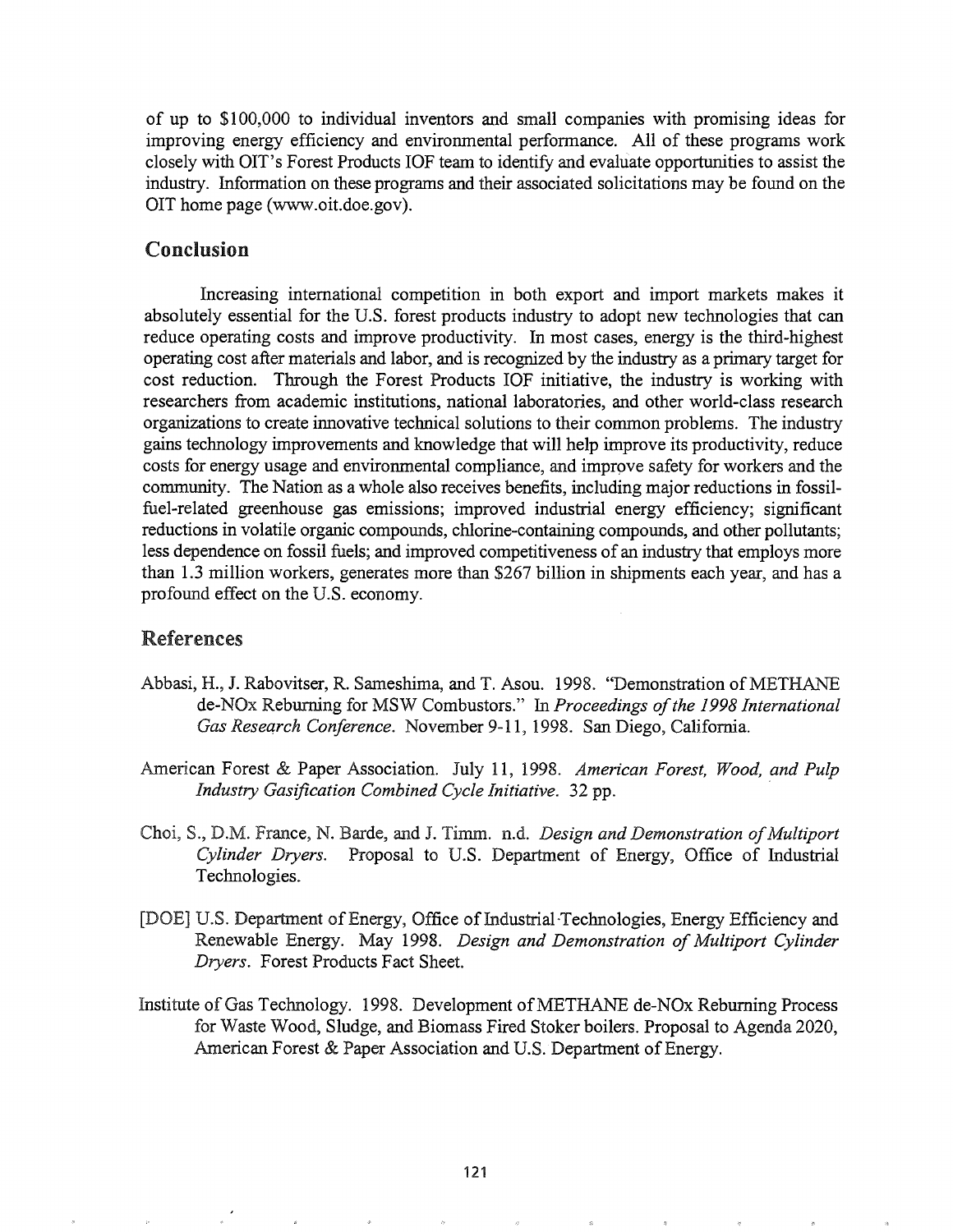of up to $100,000 to individual inventors and small companies with promising ideas for improving energy efficiency and environmental performance. All of these programs work closely with OIT's Forest Products IOF team to identify and evaluate opportunities to assist the industry. Information on these programs and their associated solicitations may be found on the OIT home page (www.oit.doe.gov).

## Conclusion

Increasing international competition in both export and import markets makes it absolutely essential for the U.S. forest products industry to adopt new technologies that can reduce operating costs and improve productivity. In most cases, energy is the third-highest operating cost after materials and labor, and is recognized by the industry as a primary target for cost reduction. Through the Forest Products IOF initiative, the industry is working with researchers from academic institutions, national laboratories, and other world-class research organizations to create innovative technical solutions to their common problems. The industry gains technology improvements and knowledge that will help improve its productivity, reduce costs for energy usage and environmental compliance, and improve safety for workers and the community. The Nation as a whole also receives benefits, including major reductions in fossil-fuel-related greenhouse gas emissions; improved industrial energy efficiency; significant reductions in volatile organic compounds, chlorine-containing compounds, and other pollutants; less dependence on fossil fuels; and improved competitiveness of an industry that employs more than 1.3 million workers, generates more than $267 billion in shipments each year, and has a profound effect on the U.S. economy.

## References

Abbasi, H., J. Rabovitser, R. Sameshima, and T. Asou. 1998. "Demonstration of METHANE de-NOx Reburning for MSW Combustors." In *Proceedings of the 1998 International Gas Research Conference*. November 9-11, 1998. San Diego, California.

American Forest & Paper Association. July 11, 1998. *American Forest, Wood, and Pulp Industry Gasification Combined Cycle Initiative*. 32 pp.

Choi, S., D.M. France, N. Barde, and J. Timm. n.d. *Design and Demonstration of Multiport Cylinder Dryers*. Proposal to U.S. Department of Energy, Office of Industrial Technologies.

[DOE] U.S. Department of Energy, Office of Industrial Technologies, Energy Efficiency and Renewable Energy. May 1998. *Design and Demonstration of Multiport Cylinder Dryers*. Forest Products Fact Sheet.

Institute of Gas Technology. 1998. Development of METHANE de-NOx Reburning Process for Waste Wood, Sludge, and Biomass Fired Stoker boilers. Proposal to Agenda 2020, American Forest & Paper Association and U.S. Department of Energy.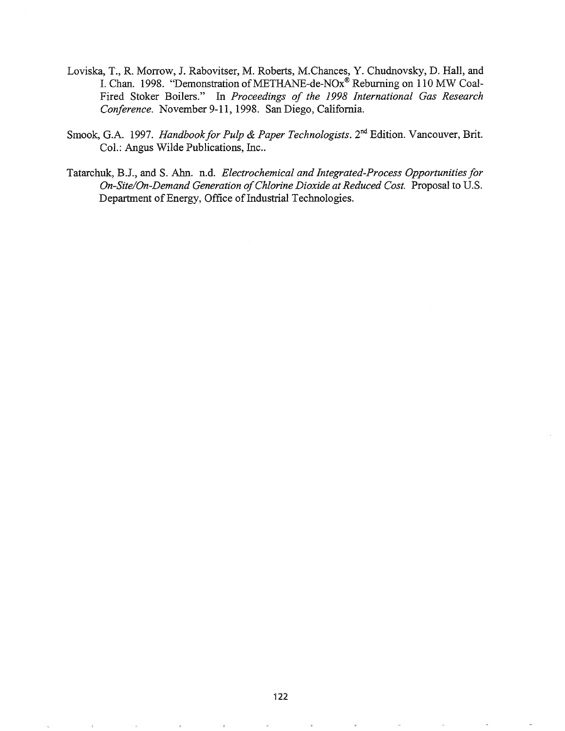Loviska, T., R. Morrow, J. Rabovitser, M. Roberts, M.Chances, Y. Chudnovsky, D. Hall, and I. Chan. 1998. "Demonstration of METHANE-de-NOx® Reburning on 110 MW Coal-Fired Stoker Boilers." In *Proceedings of the 1998 International Gas Research Conference*. November 9-11, 1998. San Diego, California.

Smook, G.A. 1997. *Handbook for Pulp & Paper Technologists*. 2nd Edition. Vancouver, Brit. Col.: Angus Wilde Publications, Inc..

Tatarchuk, B.J., and S. Ahn. n.d. *Electrochemical and Integrated-Process Opportunities for On-Site/On-Demand Generation of Chlorine Dioxide at Reduced Cost.* Proposal to U.S. Department of Energy, Office of Industrial Technologies.